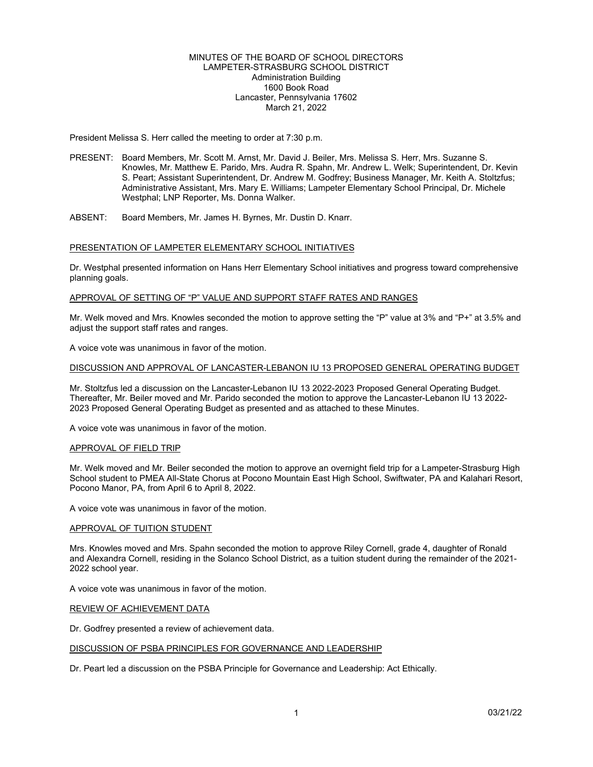MINUTES OF THE BOARD OF SCHOOL DIRECTORS
LAMPETER-STRASBURG SCHOOL DISTRICT
Administration Building
1600 Book Road
Lancaster, Pennsylvania 17602
March 21, 2022

President Melissa S. Herr called the meeting to order at 7:30 p.m.

PRESENT: Board Members, Mr. Scott M. Arnst, Mr. David J. Beiler, Mrs. Melissa S. Herr, Mrs. Suzanne S. Knowles, Mr. Matthew E. Parido, Mrs. Audra R. Spahn, Mr. Andrew L. Welk; Superintendent, Dr. Kevin S. Peart; Assistant Superintendent, Dr. Andrew M. Godfrey; Business Manager, Mr. Keith A. Stoltzfus; Administrative Assistant, Mrs. Mary E. Williams; Lampeter Elementary School Principal, Dr. Michele Westphal; LNP Reporter, Ms. Donna Walker.

ABSENT: Board Members, Mr. James H. Byrnes, Mr. Dustin D. Knarr.

PRESENTATION OF LAMPETER ELEMENTARY SCHOOL INITIATIVES

Dr. Westphal presented information on Hans Herr Elementary School initiatives and progress toward comprehensive planning goals.

APPROVAL OF SETTING OF "P" VALUE AND SUPPORT STAFF RATES AND RANGES

Mr. Welk moved and Mrs. Knowles seconded the motion to approve setting the "P" value at 3% and "P+" at 3.5% and adjust the support staff rates and ranges.

A voice vote was unanimous in favor of the motion.

DISCUSSION AND APPROVAL OF LANCASTER-LEBANON IU 13 PROPOSED GENERAL OPERATING BUDGET

Mr. Stoltzfus led a discussion on the Lancaster-Lebanon IU 13 2022-2023 Proposed General Operating Budget. Thereafter, Mr. Beiler moved and Mr. Parido seconded the motion to approve the Lancaster-Lebanon IU 13 2022-2023 Proposed General Operating Budget as presented and as attached to these Minutes.

A voice vote was unanimous in favor of the motion.

APPROVAL OF FIELD TRIP

Mr. Welk moved and Mr. Beiler seconded the motion to approve an overnight field trip for a Lampeter-Strasburg High School student to PMEA All-State Chorus at Pocono Mountain East High School, Swiftwater, PA and Kalahari Resort, Pocono Manor, PA, from April 6 to April 8, 2022.

A voice vote was unanimous in favor of the motion.

APPROVAL OF TUITION STUDENT

Mrs. Knowles moved and Mrs. Spahn seconded the motion to approve Riley Cornell, grade 4, daughter of Ronald and Alexandra Cornell, residing in the Solanco School District, as a tuition student during the remainder of the 2021-2022 school year.

A voice vote was unanimous in favor of the motion.

REVIEW OF ACHIEVEMENT DATA

Dr. Godfrey presented a review of achievement data.

DISCUSSION OF PSBA PRINCIPLES FOR GOVERNANCE AND LEADERSHIP

Dr. Peart led a discussion on the PSBA Principle for Governance and Leadership: Act Ethically.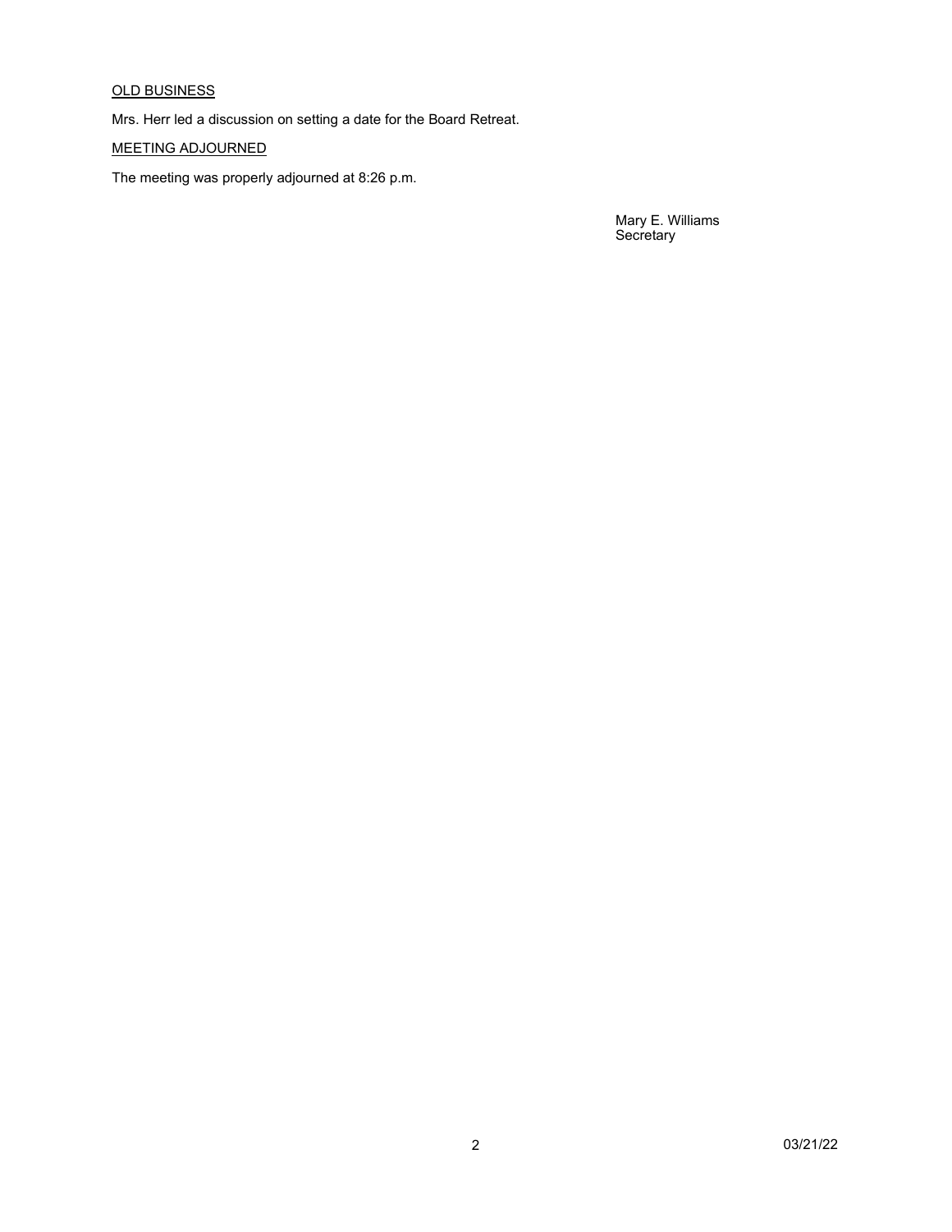OLD BUSINESS

Mrs. Herr led a discussion on setting a date for the Board Retreat.

MEETING ADJOURNED

The meeting was properly adjourned at 8:26 p.m.

Mary E. Williams
Secretary